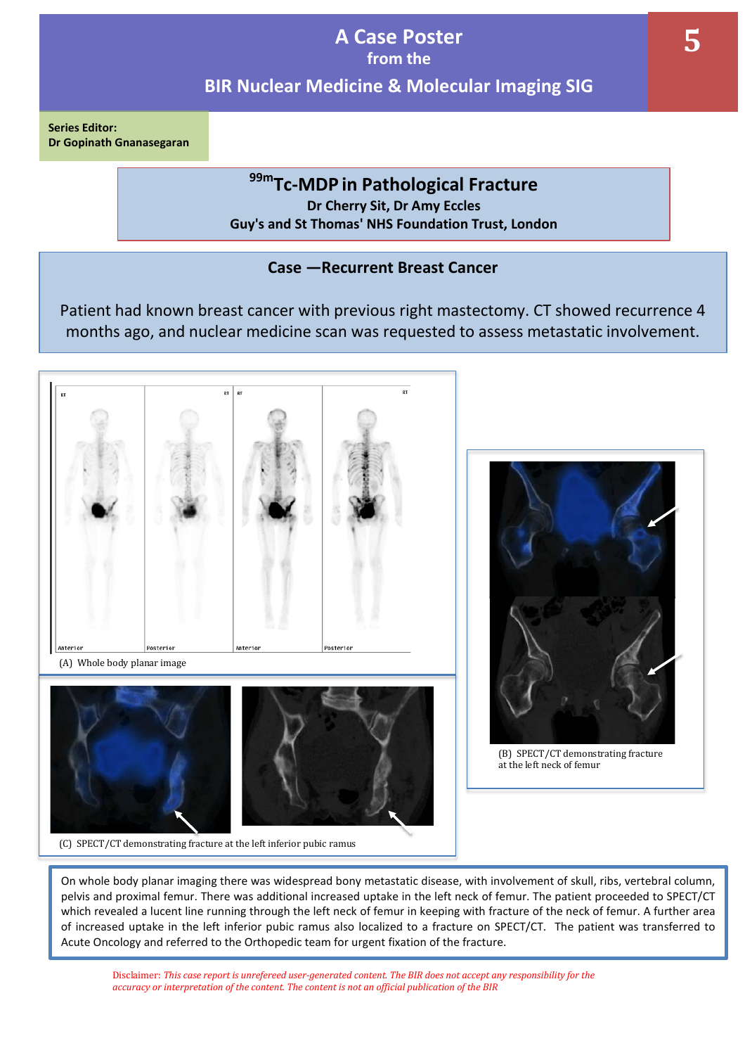# A Case Poster
## from the
## BIR Nuclear Medicine & Molecular Imaging SIG

5

**Series Editor:**
**Dr Gopinath Gnanasegaran**

## $^{99m}$Tc-MDP in Pathological Fracture

**Dr Cherry Sit, Dr Amy Eccles**
**Guy's and St Thomas' NHS Foundation Trust, London**

### Case —Recurrent Breast Cancer

Patient had known breast cancer with previous right mastectomy. CT showed recurrence 4 months ago, and nuclear medicine scan was requested to assess metastatic involvement.

(A) Whole body planar image

(B) SPECT/CT demonstrating fracture at the left neck of femur

(C) SPECT/CT demonstrating fracture at the left inferior pubic ramus

On whole body planar imaging there was widespread bony metastatic disease, with involvement of skull, ribs, vertebral column, pelvis and proximal femur. There was additional increased uptake in the left neck of femur. The patient proceeded to SPECT/CT which revealed a lucent line running through the left neck of femur in keeping with fracture of the neck of femur. A further area of increased uptake in the left inferior pubic ramus also localized to a fracture on SPECT/CT. The patient was transferred to Acute Oncology and referred to the Orthopedic team for urgent fixation of the fracture.

Disclaimer: *This case report is unrefereed user-generated content. The BIR does not accept any responsibility for the accuracy or interpretation of the content. The content is not an official publication of the BIR*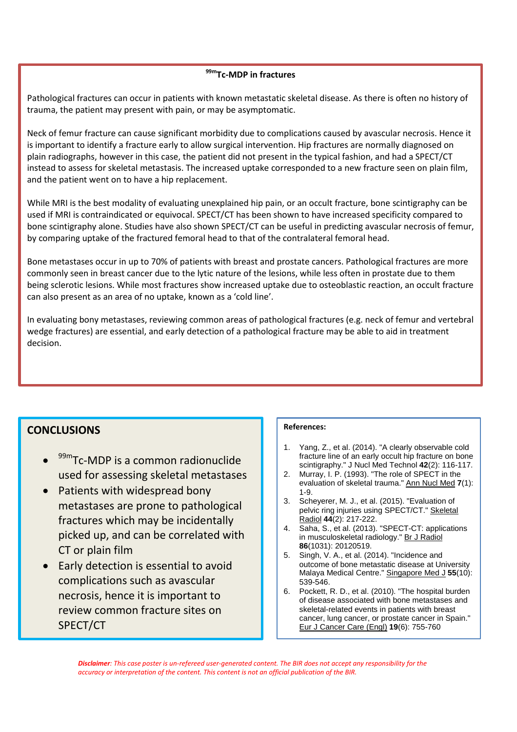## $^{99m}$Tc-MDP in fractures

Pathological fractures can occur in patients with known metastatic skeletal disease. As there is often no history of trauma, the patient may present with pain, or may be asymptomatic.

Neck of femur fracture can cause significant morbidity due to complications caused by avascular necrosis. Hence it is important to identify a fracture early to allow surgical intervention. Hip fractures are normally diagnosed on plain radiographs, however in this case, the patient did not present in the typical fashion, and had a SPECT/CT instead to assess for skeletal metastasis. The increased uptake corresponded to a new fracture seen on plain film, and the patient went on to have a hip replacement.

While MRI is the best modality of evaluating unexplained hip pain, or an occult fracture, bone scintigraphy can be used if MRI is contraindicated or equivocal. SPECT/CT has been shown to have increased specificity compared to bone scintigraphy alone. Studies have also shown SPECT/CT can be useful in predicting avascular necrosis of femur, by comparing uptake of the fractured femoral head to that of the contralateral femoral head.

Bone metastases occur in up to 70% of patients with breast and prostate cancers. Pathological fractures are more commonly seen in breast cancer due to the lytic nature of the lesions, while less often in prostate due to them being sclerotic lesions. While most fractures show increased uptake due to osteoblastic reaction, an occult fracture can also present as an area of no uptake, known as a 'cold line'.

In evaluating bony metastases, reviewing common areas of pathological fractures (e.g. neck of femur and vertebral wedge fractures) are essential, and early detection of a pathological fracture may be able to aid in treatment decision.

## CONCLUSIONS

- $^{99m}$Tc-MDP is a common radionuclide used for assessing skeletal metastases
- Patients with widespread bony metastases are prone to pathological fractures which may be incidentally picked up, and can be correlated with CT or plain film
- Early detection is essential to avoid complications such as avascular necrosis, hence it is important to review common fracture sites on SPECT/CT

### References:

1. Yang, Z., et al. (2014). "A clearly observable cold fracture line of an early occult hip fracture on bone scintigraphy." J Nucl Med Technol **42**(2): 116-117.
2. Murray, I. P. (1993). "The role of SPECT in the evaluation of skeletal trauma." Ann Nucl Med **7**(1): 1-9.
3. Scheyerer, M. J., et al. (2015). "Evaluation of pelvic ring injuries using SPECT/CT." Skeletal Radiol **44**(2): 217-222.
4. Saha, S., et al. (2013). "SPECT-CT: applications in musculoskeletal radiology." Br J Radiol **86**(1031): 20120519.
5. Singh, V. A., et al. (2014). "Incidence and outcome of bone metastatic disease at University Malaya Medical Centre." Singapore Med J **55**(10): 539-546.
6. Pockett, R. D., et al. (2010). "The hospital burden of disease associated with bone metastases and skeletal-related events in patients with breast cancer, lung cancer, or prostate cancer in Spain." Eur J Cancer Care (Engl) **19**(6): 755-760

***Disclaimer**: This case poster is un-refereed user-generated content. The BIR does not accept any responsibility for the accuracy or interpretation of the content. This content is not an official publication of the BIR.*